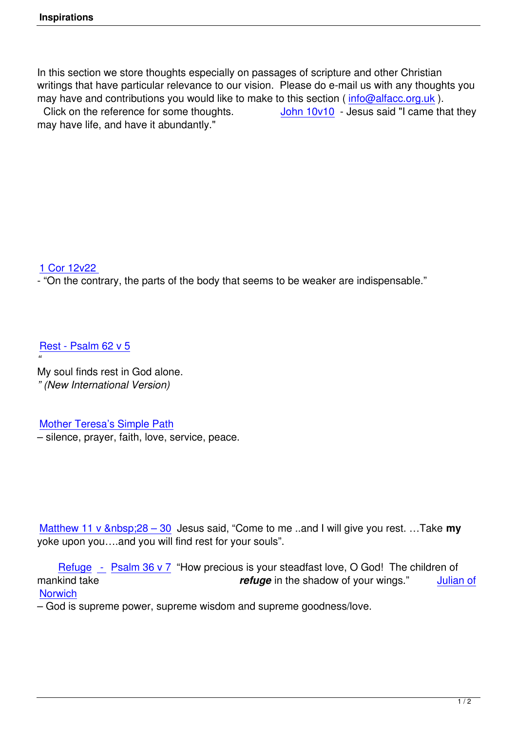In this section we store thoughts especially on passages of scripture and other Christian writings that have particular relevance to our vision. Please do e-mail us with any thoughts you may have and contributions you would like to make to this section ( info@alfacc.org.uk ).

Click on the reference for some thoughts.

John 10v10 - Jesus said "I came that they may have life, and have it abundantly."

1 Cor 12v22 - "On the contrary, the parts of the body that seems to be weaker are indispensable."

Rest - Psalm 62 v 5

"My soul finds rest in God alone." *(New International Version)*

Mother Teresa's Simple Path – silence, prayer, faith, love, service, peace.

Matthew 11 v &nbsp;28 – 30 Jesus said, "Come to me ..and I will give you rest. …Take **my** yoke upon you….and you will find rest for your souls".

Refuge - Psalm 36 v 7 "How precious is your steadfast love, O God! The children of mankind take ***refuge*** in the shadow of your wings."

Julian of Norwich – God is supreme power, supreme wisdom and supreme goodness/love.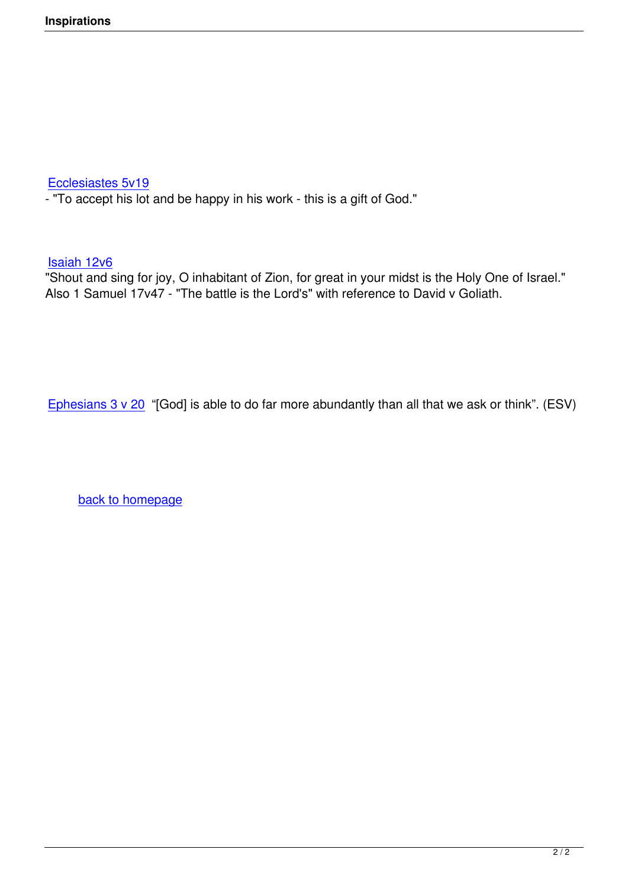Ecclesiastes 5v19
- "To accept his lot and be happy in his work - this is a gift of God."

Isaiah 12v6
"Shout and sing for joy, O inhabitant of Zion, for great in your midst is the Holy One of Israel."
Also 1 Samuel 17v47 - "The battle is the Lord's" with reference to David v Goliath.

Ephesians 3 v 20 “[God] is able to do far more abundantly than all that we ask or think”. (ESV)

back to homepage